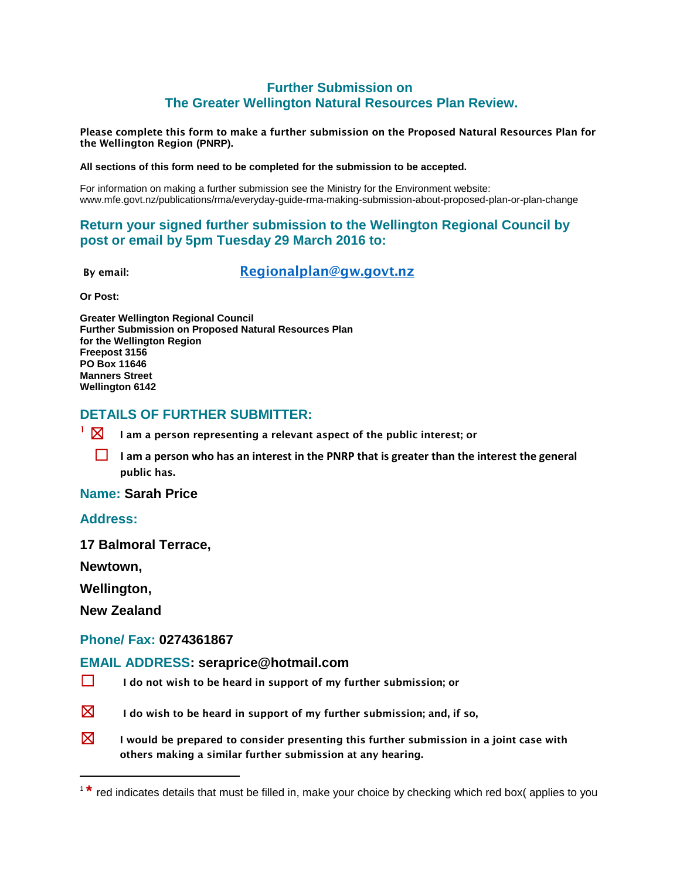# Further Submission on
# The Greater Wellington Natural Resources Plan Review.

**Please complete this form to make a further submission on the Proposed Natural Resources Plan for the Wellington Region (PNRP).**

**All sections of this form need to be completed for the submission to be accepted.**

For information on making a further submission see the Ministry for the Environment website: www.mfe.govt.nz/publications/rma/everyday-guide-rma-making-submission-about-proposed-plan-or-plan-change

## Return your signed further submission to the Wellington Regional Council by post or email by 5pm Tuesday 29 March 2016 to:

**By email:** Regionalplan@gw.govt.nz

**Or Post:**

**Greater Wellington Regional Council**
**Further Submission on Proposed Natural Resources Plan**
**for the Wellington Region**
**Freepost 3156**
**PO Box 11646**
**Manners Street**
**Wellington 6142**

## DETAILS OF FURTHER SUBMITTER:

[1] ☒ **I am a person representing a relevant aspect of the public interest; or**

☐ **I am a person who has an interest in the PNRP that is greater than the interest the general public has.**

**Name:** **Sarah Price**

**Address:**

**17 Balmoral Terrace,**

**Newtown,**

**Wellington,**

**New Zealand**

**Phone/ Fax:** **0274361867**

**EMAIL ADDRESS: seraprice@hotmail.com**

☐ **I do not wish to be heard in support of my further submission; or**

☒ **I do wish to be heard in support of my further submission; and, if so,**

☒ **I would be prepared to consider presenting this further submission in a joint case with others making a similar further submission at any hearing.**

---

[1] * red indicates details that must be filled in, make your choice by checking which red box( applies to you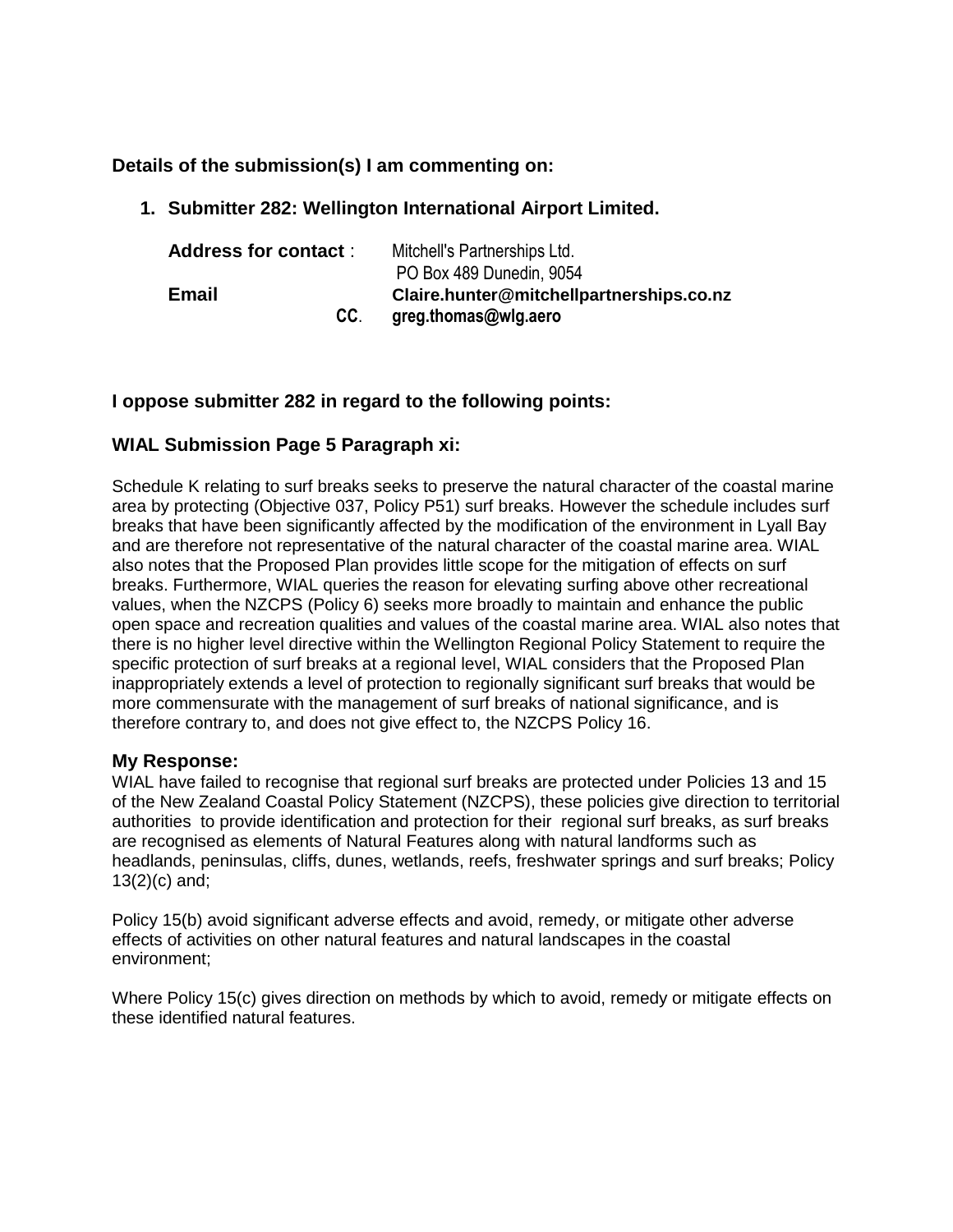**Details of the submission(s) I am commenting on:**

1. **Submitter 282: Wellington International Airport Limited.**

   **Address for contact** : Mitchell's Partnerships Ltd.
   PO Box 489 Dunedin, 9054
   **Email** **Claire.hunter@mitchellpartnerships.co.nz**
   **CC**. **greg.thomas@wlg.aero**

### I oppose submitter 282 in regard to the following points:

### WIAL Submission Page 5 Paragraph xi:

Schedule K relating to surf breaks seeks to preserve the natural character of the coastal marine area by protecting (Objective 037, Policy P51) surf breaks. However the schedule includes surf breaks that have been significantly affected by the modification of the environment in Lyall Bay and are therefore not representative of the natural character of the coastal marine area. WIAL also notes that the Proposed Plan provides little scope for the mitigation of effects on surf breaks. Furthermore, WIAL queries the reason for elevating surfing above other recreational values, when the NZCPS (Policy 6) seeks more broadly to maintain and enhance the public open space and recreation qualities and values of the coastal marine area. WIAL also notes that there is no higher level directive within the Wellington Regional Policy Statement to require the specific protection of surf breaks at a regional level, WIAL considers that the Proposed Plan inappropriately extends a level of protection to regionally significant surf breaks that would be more commensurate with the management of surf breaks of national significance, and is therefore contrary to, and does not give effect to, the NZCPS Policy 16.

**My Response:**
WIAL have failed to recognise that regional surf breaks are protected under Policies 13 and 15 of the New Zealand Coastal Policy Statement (NZCPS), these policies give direction to territorial authorities to provide identification and protection for their regional surf breaks, as surf breaks are recognised as elements of Natural Features along with natural landforms such as headlands, peninsulas, cliffs, dunes, wetlands, reefs, freshwater springs and surf breaks; Policy 13(2)(c) and;

Policy 15(b) avoid significant adverse effects and avoid, remedy, or mitigate other adverse effects of activities on other natural features and natural landscapes in the coastal environment;

Where Policy 15(c) gives direction on methods by which to avoid, remedy or mitigate effects on these identified natural features.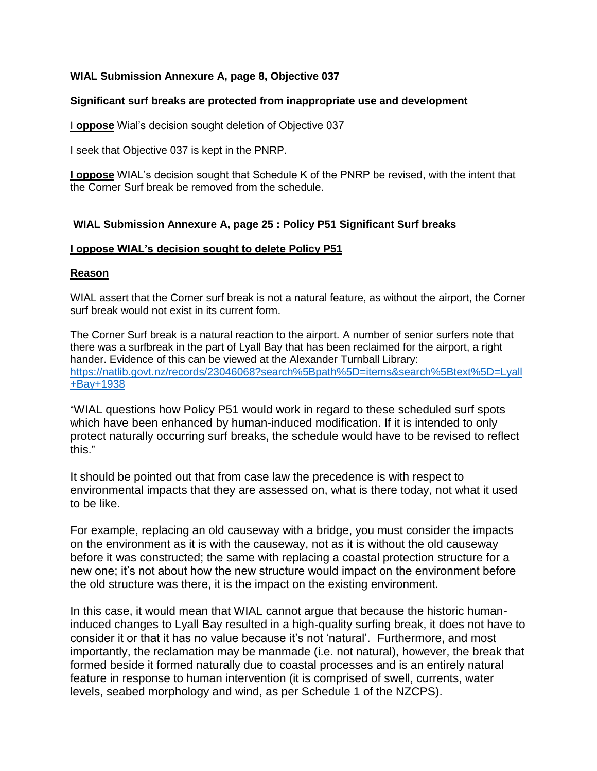**WIAL Submission Annexure A, page 8, Objective 037**

**Significant surf breaks are protected from inappropriate use and development**

I **oppose** Wial's decision sought deletion of Objective 037

I seek that Objective 037 is kept in the PNRP.

**I oppose** WIAL's decision sought that Schedule K of the PNRP be revised, with the intent that the Corner Surf break be removed from the schedule.

**WIAL Submission Annexure A, page 25 : Policy P51 Significant Surf breaks**

**I oppose WIAL's decision sought to delete Policy P51**

**Reason**

WIAL assert that the Corner surf break is not a natural feature, as without the airport, the Corner surf break would not exist in its current form.

The Corner Surf break is a natural reaction to the airport. A number of senior surfers note that there was a surfbreak in the part of Lyall Bay that has been reclaimed for the airport, a right hander. Evidence of this can be viewed at the Alexander Turnball Library: https://natlib.govt.nz/records/23046068?search%5Bpath%5D=items&search%5Btext%5D=Lyall+Bay+1938

"WIAL questions how Policy P51 would work in regard to these scheduled surf spots which have been enhanced by human-induced modification. If it is intended to only protect naturally occurring surf breaks, the schedule would have to be revised to reflect this."

It should be pointed out that from case law the precedence is with respect to environmental impacts that they are assessed on, what is there today, not what it used to be like.

For example, replacing an old causeway with a bridge, you must consider the impacts on the environment as it is with the causeway, not as it is without the old causeway before it was constructed; the same with replacing a coastal protection structure for a new one; it's not about how the new structure would impact on the environment before the old structure was there, it is the impact on the existing environment.

In this case, it would mean that WIAL cannot argue that because the historic human-induced changes to Lyall Bay resulted in a high-quality surfing break, it does not have to consider it or that it has no value because it's not 'natural'. Furthermore, and most importantly, the reclamation may be manmade (i.e. not natural), however, the break that formed beside it formed naturally due to coastal processes and is an entirely natural feature in response to human intervention (it is comprised of swell, currents, water levels, seabed morphology and wind, as per Schedule 1 of the NZCPS).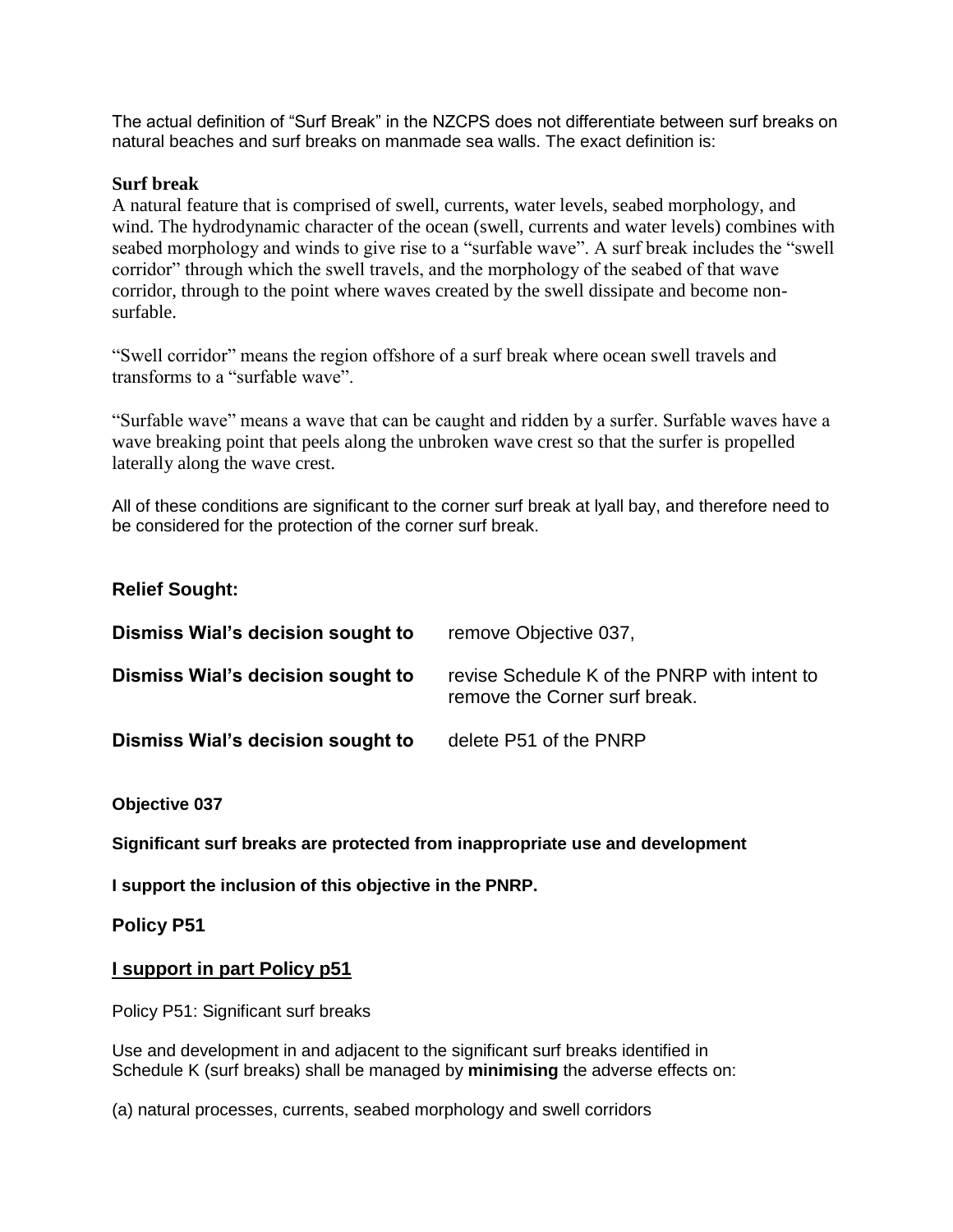The actual definition of "Surf Break" in the NZCPS does not differentiate between surf breaks on natural beaches and surf breaks on manmade sea walls. The exact definition is:

**Surf break**
A natural feature that is comprised of swell, currents, water levels, seabed morphology, and wind. The hydrodynamic character of the ocean (swell, currents and water levels) combines with seabed morphology and winds to give rise to a "surfable wave". A surf break includes the "swell corridor" through which the swell travels, and the morphology of the seabed of that wave corridor, through to the point where waves created by the swell dissipate and become non-surfable.

"Swell corridor" means the region offshore of a surf break where ocean swell travels and transforms to a "surfable wave".

"Surfable wave" means a wave that can be caught and ridden by a surfer. Surfable waves have a wave breaking point that peels along the unbroken wave crest so that the surfer is propelled laterally along the wave crest.

All of these conditions are significant to the corner surf break at lyall bay, and therefore need to be considered for the protection of the corner surf break.

## Relief Sought:

| | |
|---|---|
| **Dismiss Wial's decision sought to** | remove Objective 037, |
| **Dismiss Wial's decision sought to** | revise Schedule K of the PNRP with intent to remove the Corner surf break. |
| **Dismiss Wial's decision sought to** | delete P51 of the PNRP |

**Objective 037**

**Significant surf breaks are protected from inappropriate use and development**

**I support the inclusion of this objective in the PNRP.**

### Policy P51

### <u>I support in part Policy p51</u>

Policy P51: Significant surf breaks

Use and development in and adjacent to the significant surf breaks identified in Schedule K (surf breaks) shall be managed by **minimising** the adverse effects on:

(a) natural processes, currents, seabed morphology and swell corridors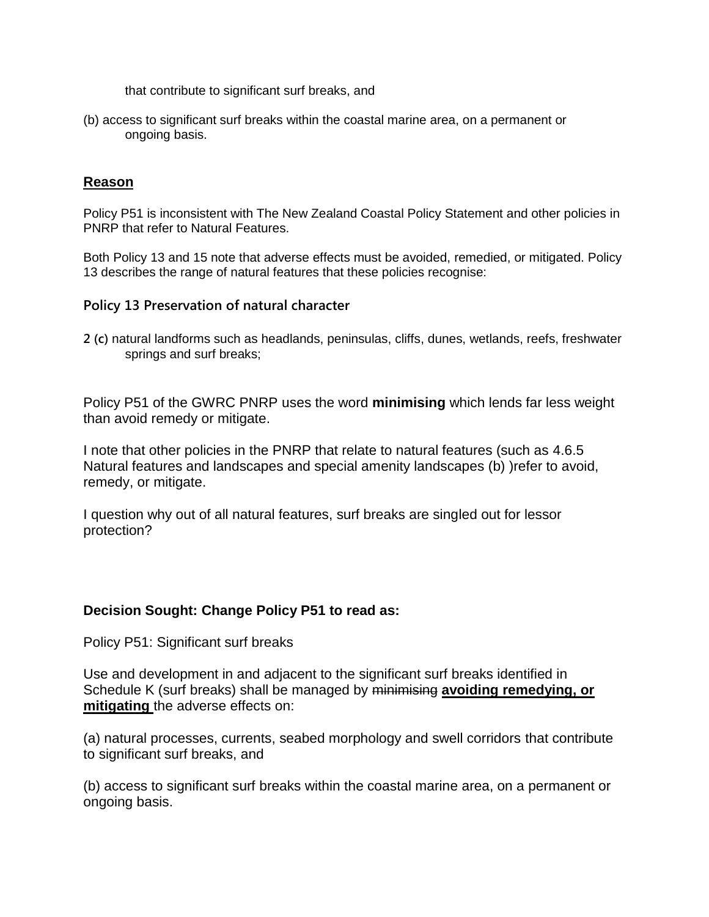that contribute to significant surf breaks, and

(b) access to significant surf breaks within the coastal marine area, on a permanent or ongoing basis.

## Reason

Policy P51 is inconsistent with The New Zealand Coastal Policy Statement and other policies in PNRP that refer to Natural Features.

Both Policy 13 and 15 note that adverse effects must be avoided, remedied, or mitigated. Policy 13 describes the range of natural features that these policies recognise:

### Policy 13 Preservation of natural character

2 (c) natural landforms such as headlands, peninsulas, cliffs, dunes, wetlands, reefs, freshwater springs and surf breaks;

Policy P51 of the GWRC PNRP uses the word **minimising** which lends far less weight than avoid remedy or mitigate.

I note that other policies in the PNRP that relate to natural features (such as 4.6.5 Natural features and landscapes and special amenity landscapes (b) )refer to avoid, remedy, or mitigate.

I question why out of all natural features, surf breaks are singled out for lessor protection?

**Decision Sought: Change Policy P51 to read as:**

Policy P51: Significant surf breaks

Use and development in and adjacent to the significant surf breaks identified in Schedule K (surf breaks) shall be managed by ~~minimising~~ <u>**avoiding remedying, or mitigating**</u> the adverse effects on:

(a) natural processes, currents, seabed morphology and swell corridors that contribute to significant surf breaks, and

(b) access to significant surf breaks within the coastal marine area, on a permanent or ongoing basis.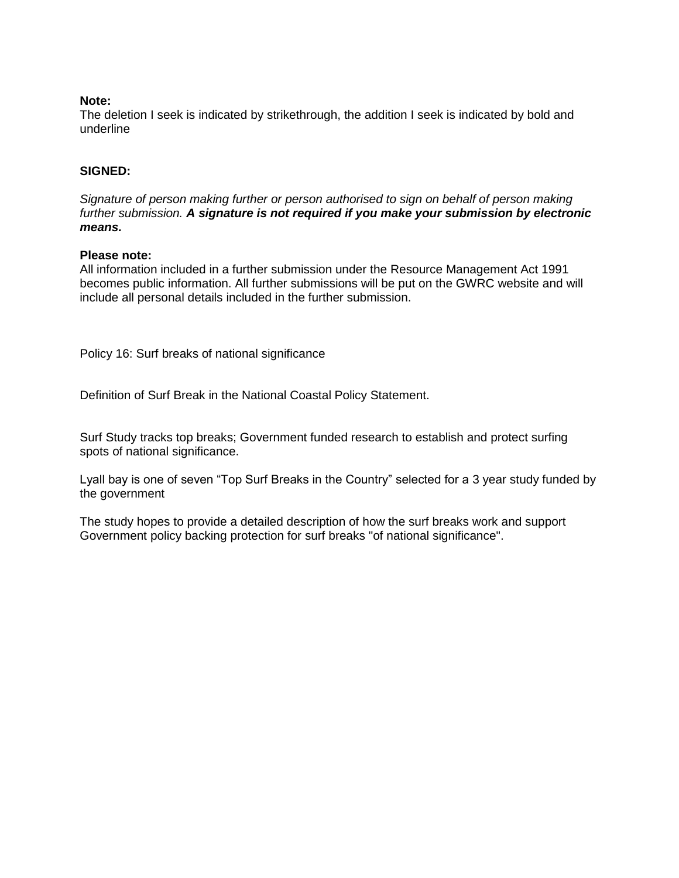**Note:**
The deletion I seek is indicated by strikethrough, the addition I seek is indicated by bold and underline

**SIGNED:**

*Signature of person making further or person authorised to sign on behalf of person making further submission.* ***A signature is not required if you make your submission by electronic means.***

**Please note:**
All information included in a further submission under the Resource Management Act 1991 becomes public information. All further submissions will be put on the GWRC website and will include all personal details included in the further submission.

Policy 16: Surf breaks of national significance

Definition of Surf Break in the National Coastal Policy Statement.

Surf Study tracks top breaks; Government funded research to establish and protect surfing spots of national significance.

Lyall bay is one of seven "Top Surf Breaks in the Country" selected for a 3 year study funded by the government

The study hopes to provide a detailed description of how the surf breaks work and support Government policy backing protection for surf breaks "of national significance".